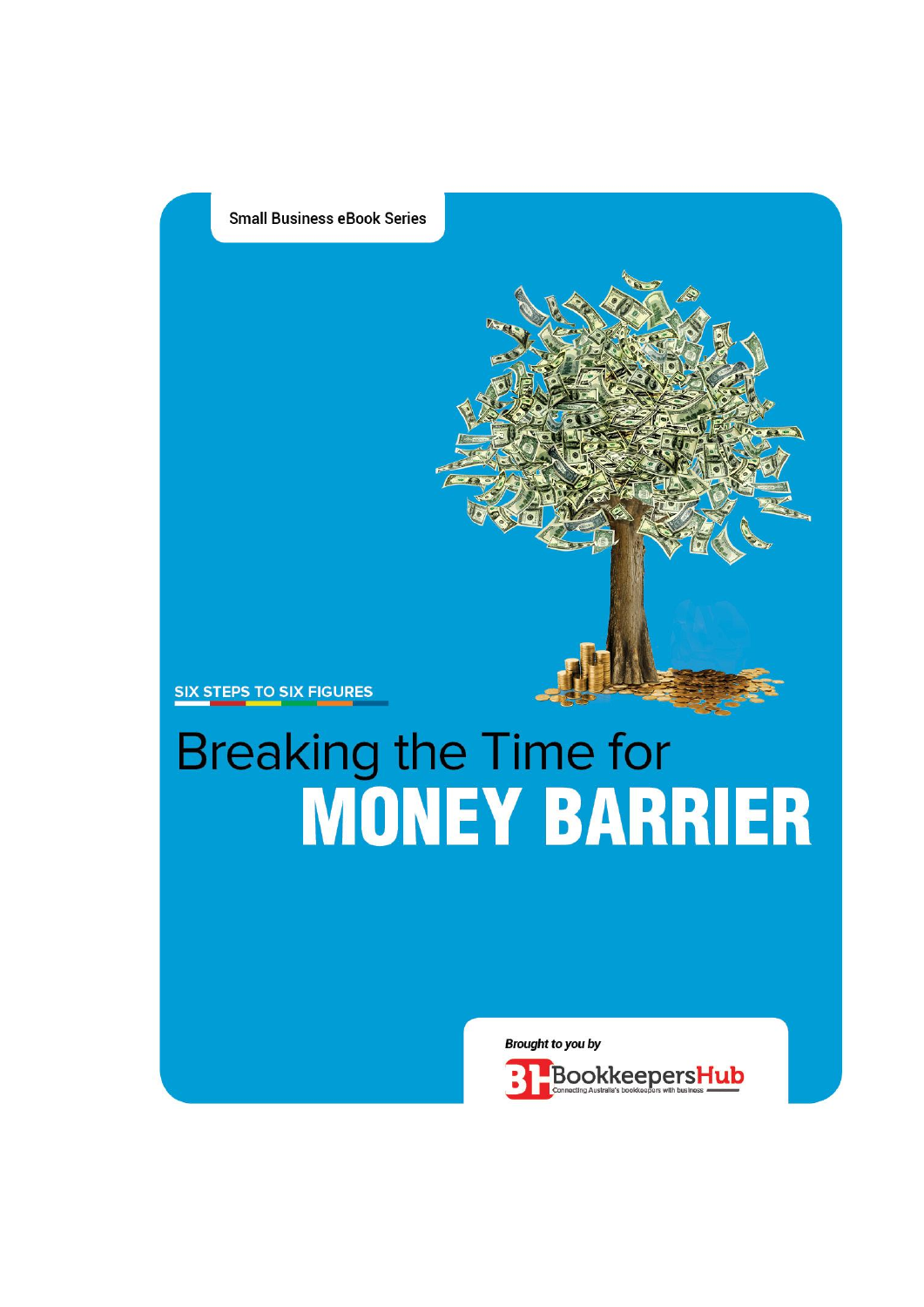Small Business eBook Series

SIX STEPS TO SIX FIGURES

# Breaking the Time for MONEY BARRIER

*Brought to you by*

BookkeepersHub

Connecting Australia's bookkeepers with business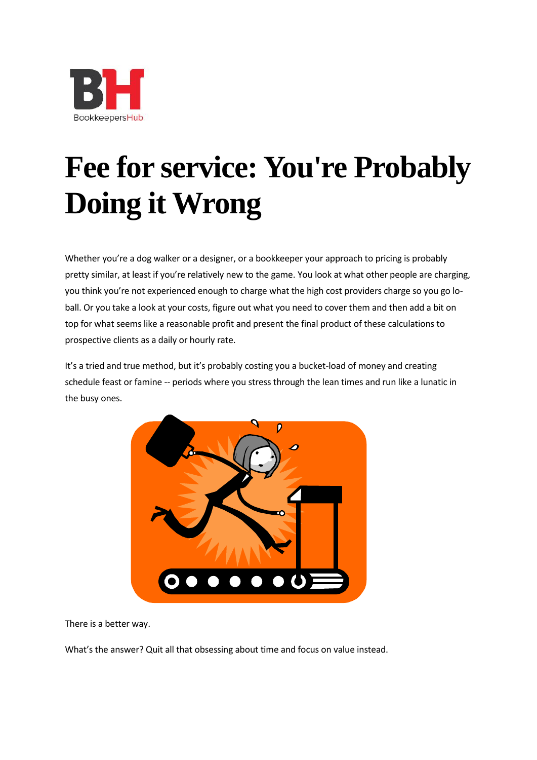# Fee for service: You're Probably Doing it Wrong

Whether you're a dog walker or a designer, or a bookkeeper your approach to pricing is probably pretty similar, at least if you're relatively new to the game. You look at what other people are charging, you think you're not experienced enough to charge what the high cost providers charge so you go lo-ball. Or you take a look at your costs, figure out what you need to cover them and then add a bit on top for what seems like a reasonable profit and present the final product of these calculations to prospective clients as a daily or hourly rate.

It's a tried and true method, but it's probably costing you a bucket-load of money and creating schedule feast or famine -- periods where you stress through the lean times and run like a lunatic in the busy ones.

There is a better way.

What's the answer? Quit all that obsessing about time and focus on value instead.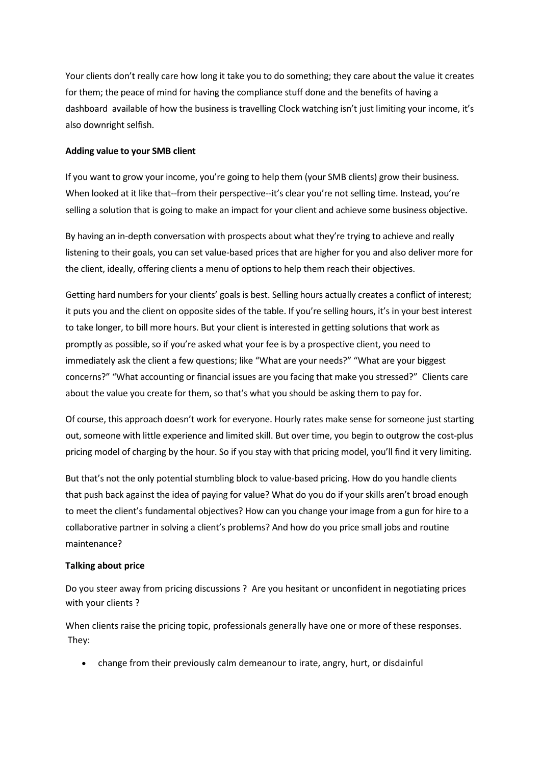Your clients don't really care how long it take you to do something; they care about the value it creates for them; the peace of mind for having the compliance stuff done and the benefits of having a dashboard available of how the business is travelling Clock watching isn't just limiting your income, it's also downright selfish.

**Adding value to your SMB client**

If you want to grow your income, you're going to help them (your SMB clients) grow their business. When looked at it like that--from their perspective--it's clear you're not selling time. Instead, you're selling a solution that is going to make an impact for your client and achieve some business objective.

By having an in-depth conversation with prospects about what they're trying to achieve and really listening to their goals, you can set value-based prices that are higher for you and also deliver more for the client, ideally, offering clients a menu of options to help them reach their objectives.

Getting hard numbers for your clients' goals is best. Selling hours actually creates a conflict of interest; it puts you and the client on opposite sides of the table. If you're selling hours, it's in your best interest to take longer, to bill more hours. But your client is interested in getting solutions that work as promptly as possible, so if you're asked what your fee is by a prospective client, you need to immediately ask the client a few questions; like "What are your needs?" "What are your biggest concerns?" "What accounting or financial issues are you facing that make you stressed?" Clients care about the value you create for them, so that's what you should be asking them to pay for.

Of course, this approach doesn't work for everyone. Hourly rates make sense for someone just starting out, someone with little experience and limited skill. But over time, you begin to outgrow the cost-plus pricing model of charging by the hour. So if you stay with that pricing model, you'll find it very limiting.

But that's not the only potential stumbling block to value-based pricing. How do you handle clients that push back against the idea of paying for value? What do you do if your skills aren't broad enough to meet the client's fundamental objectives? How can you change your image from a gun for hire to a collaborative partner in solving a client's problems? And how do you price small jobs and routine maintenance?

**Talking about price**

Do you steer away from pricing discussions ? Are you hesitant or unconfident in negotiating prices with your clients ?

When clients raise the pricing topic, professionals generally have one or more of these responses. They:

- change from their previously calm demeanour to irate, angry, hurt, or disdainful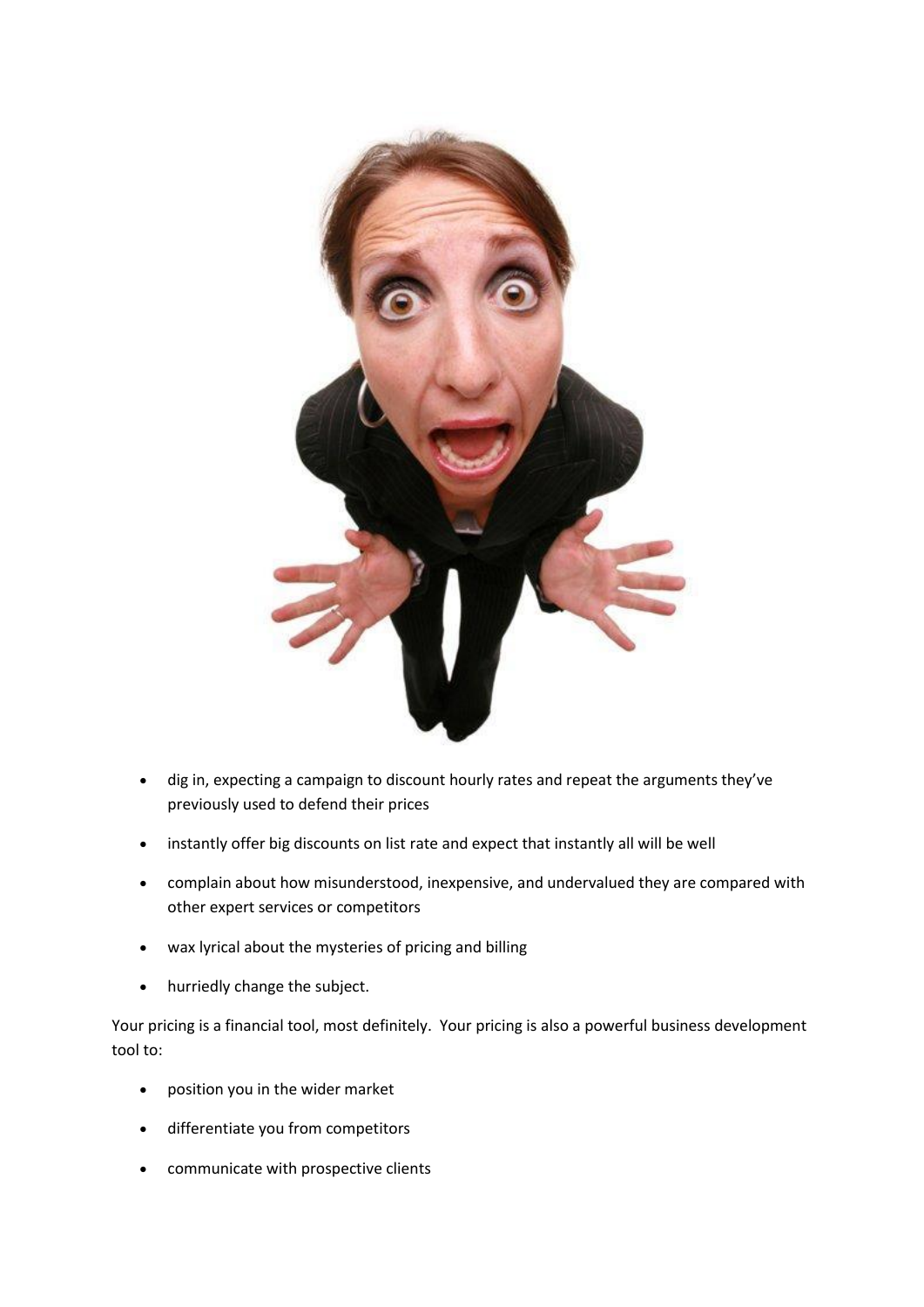- dig in, expecting a campaign to discount hourly rates and repeat the arguments they've previously used to defend their prices
- instantly offer big discounts on list rate and expect that instantly all will be well
- complain about how misunderstood, inexpensive, and undervalued they are compared with other expert services or competitors
- wax lyrical about the mysteries of pricing and billing
- hurriedly change the subject.

Your pricing is a financial tool, most definitely. Your pricing is also a powerful business development tool to:

- position you in the wider market
- differentiate you from competitors
- communicate with prospective clients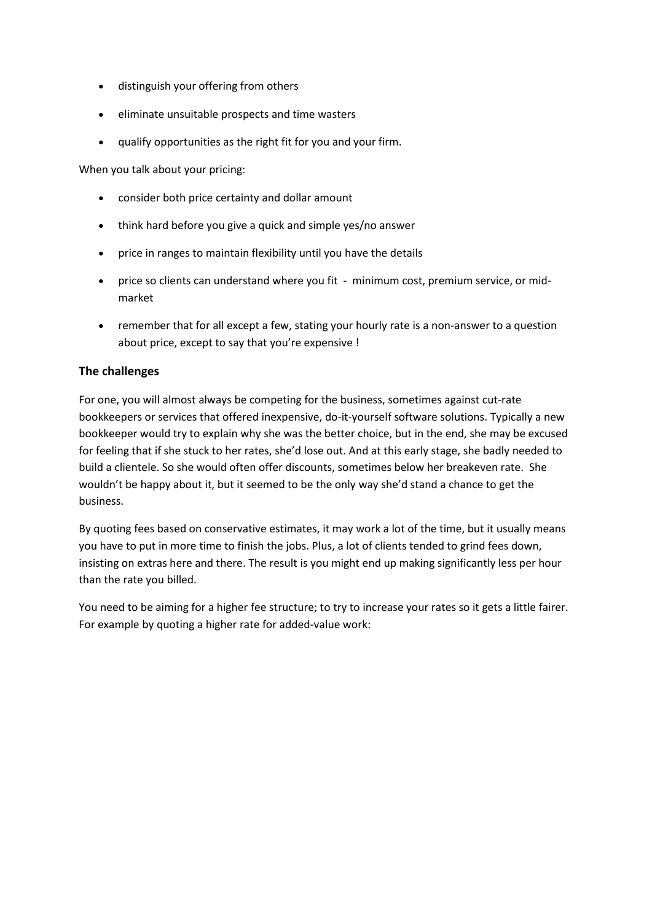- distinguish your offering from others
- eliminate unsuitable prospects and time wasters
- qualify opportunities as the right fit for you and your firm.

When you talk about your pricing:

- consider both price certainty and dollar amount
- think hard before you give a quick and simple yes/no answer
- price in ranges to maintain flexibility until you have the details
- price so clients can understand where you fit - minimum cost, premium service, or mid-market
- remember that for all except a few, stating your hourly rate is a non-answer to a question about price, except to say that you're expensive !

### The challenges

For one, you will almost always be competing for the business, sometimes against cut-rate bookkeepers or services that offered inexpensive, do-it-yourself software solutions. Typically a new bookkeeper would try to explain why she was the better choice, but in the end, she may be excused for feeling that if she stuck to her rates, she'd lose out. And at this early stage, she badly needed to build a clientele. So she would often offer discounts, sometimes below her breakeven rate. She wouldn't be happy about it, but it seemed to be the only way she'd stand a chance to get the business.

By quoting fees based on conservative estimates, it may work a lot of the time, but it usually means you have to put in more time to finish the jobs. Plus, a lot of clients tended to grind fees down, insisting on extras here and there. The result is you might end up making significantly less per hour than the rate you billed.

You need to be aiming for a higher fee structure; to try to increase your rates so it gets a little fairer. For example by quoting a higher rate for added-value work: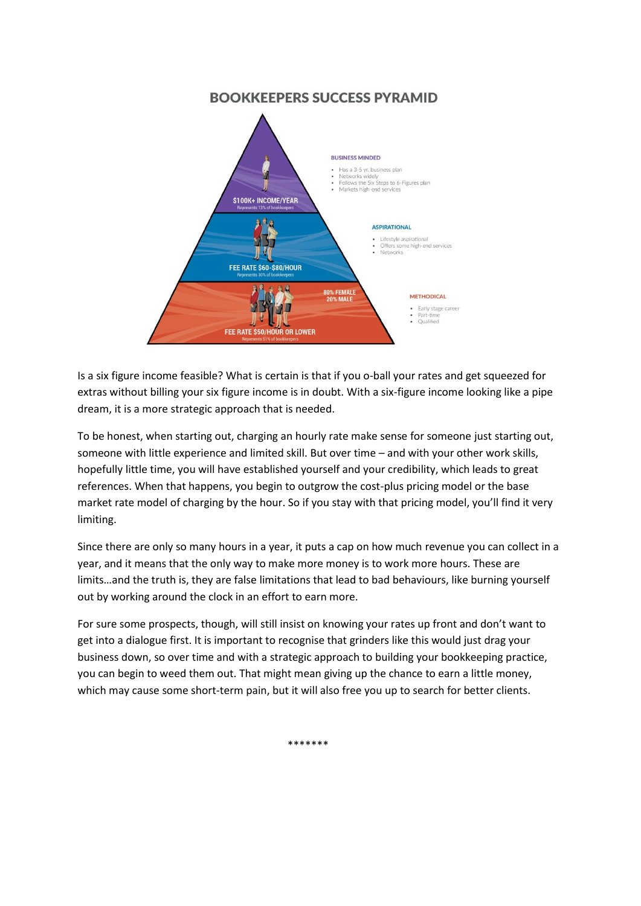## BOOKKEEPERS SUCCESS PYRAMID

**$100K+ INCOME/YEAR**
Represents 13% of bookkeepers

**BUSINESS MINDED**

- Has a 3-5 yr. business plan
- Networks widely
- Follows the Six Steps to 6-Figures plan
- Markets high-end services

**FEE RATE $60-$80/HOUR**
Represents 30% of bookkeepers

**ASPIRATIONAL**

- Lifestyle aspirational
- Offers some high-end services
- Networks

**FEE RATE $50/HOUR OR LOWER**
Represents 51% of bookkeepers

**80% FEMALE**
**20% MALE**

**METHODICAL**

- Early stage career
- Part-time
- Qualified

Is a six figure income feasible? What is certain is that if you o-ball your rates and get squeezed for extras without billing your six figure income is in doubt. With a six-figure income looking like a pipe dream, it is a more strategic approach that is needed.

To be honest, when starting out, charging an hourly rate make sense for someone just starting out, someone with little experience and limited skill. But over time – and with your other work skills, hopefully little time, you will have established yourself and your credibility, which leads to great references. When that happens, you begin to outgrow the cost-plus pricing model or the base market rate model of charging by the hour. So if you stay with that pricing model, you'll find it very limiting.

Since there are only so many hours in a year, it puts a cap on how much revenue you can collect in a year, and it means that the only way to make more money is to work more hours. These are limits…and the truth is, they are false limitations that lead to bad behaviours, like burning yourself out by working around the clock in an effort to earn more.

For sure some prospects, though, will still insist on knowing your rates up front and don't want to get into a dialogue first. It is important to recognise that grinders like this would just drag your business down, so over time and with a strategic approach to building your bookkeeping practice, you can begin to weed them out. That might mean giving up the chance to earn a little money, which may cause some short-term pain, but it will also free you up to search for better clients.

*******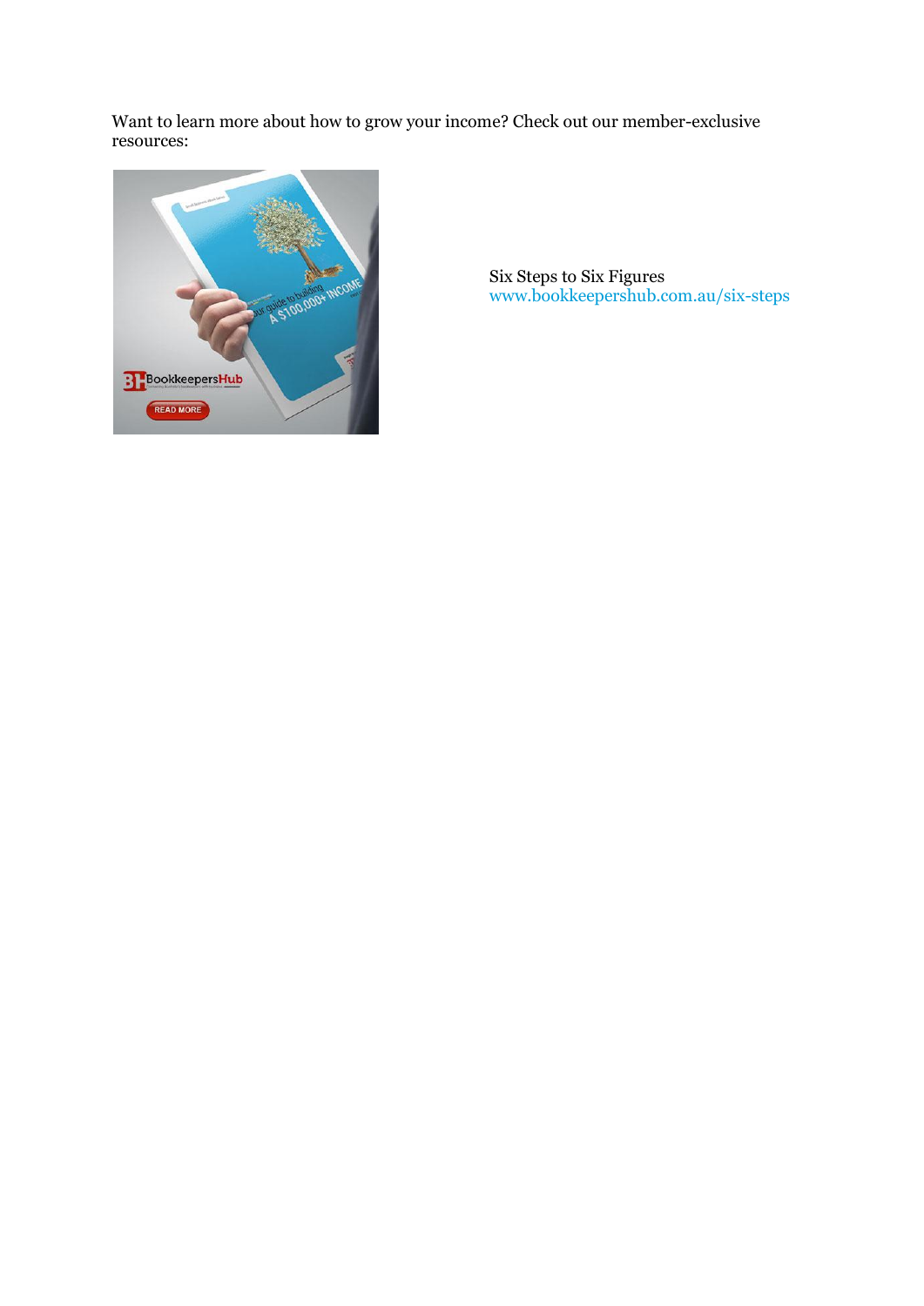Want to learn more about how to grow your income? Check out our member-exclusive resources:

Six Steps to Six Figures
www.bookkeepershub.com.au/six-steps